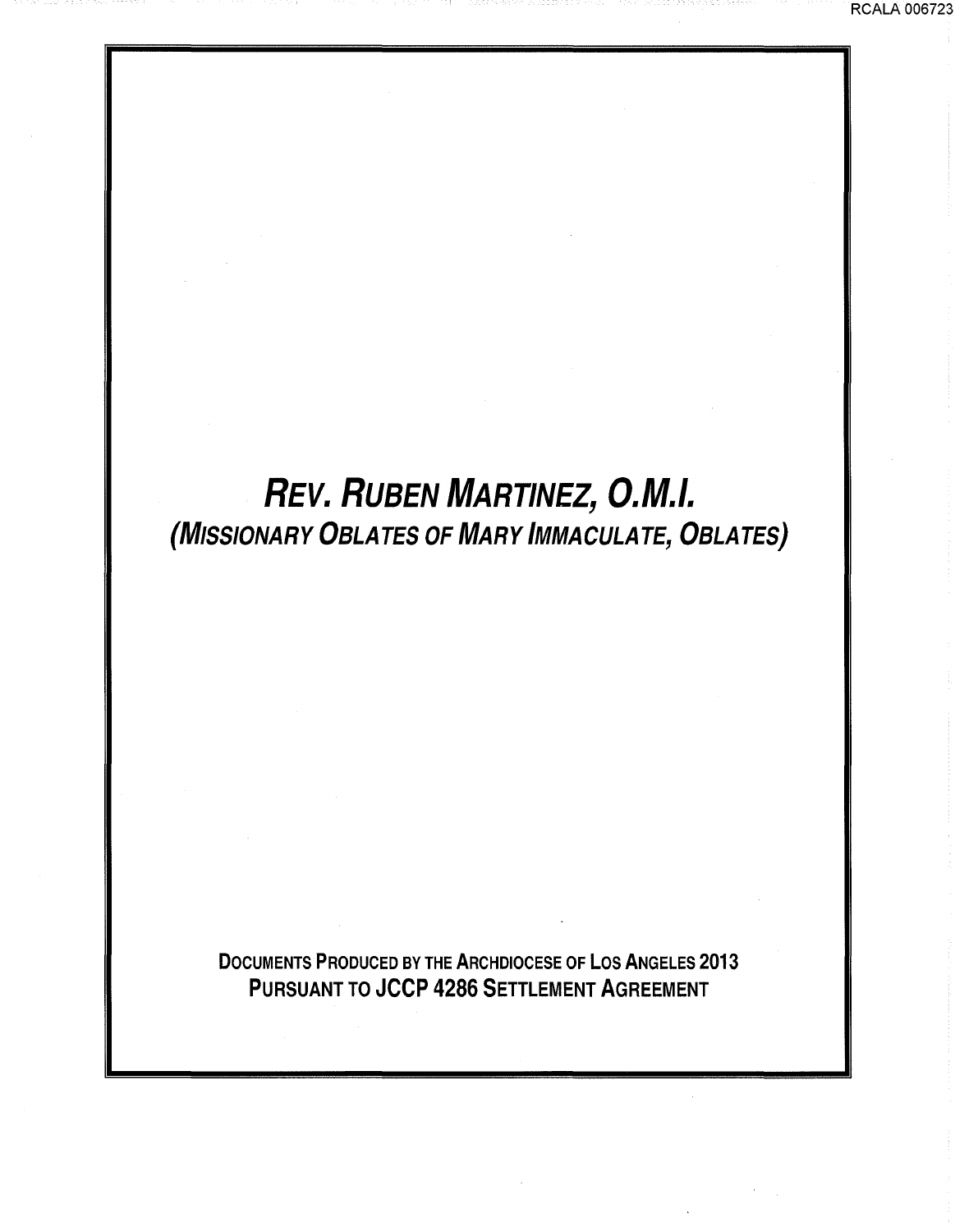# ***REV. RUBEN MARTINEZ, O.M.I.***

## ***(MISSIONARY OBLATES OF MARY IMMACULATE, OBLATES)***

**DOCUMENTS PRODUCED BY THE ARCHDIOCESE OF LOS ANGELES 2013**
**PURSUANT TO JCCP 4286 SETTLEMENT AGREEMENT**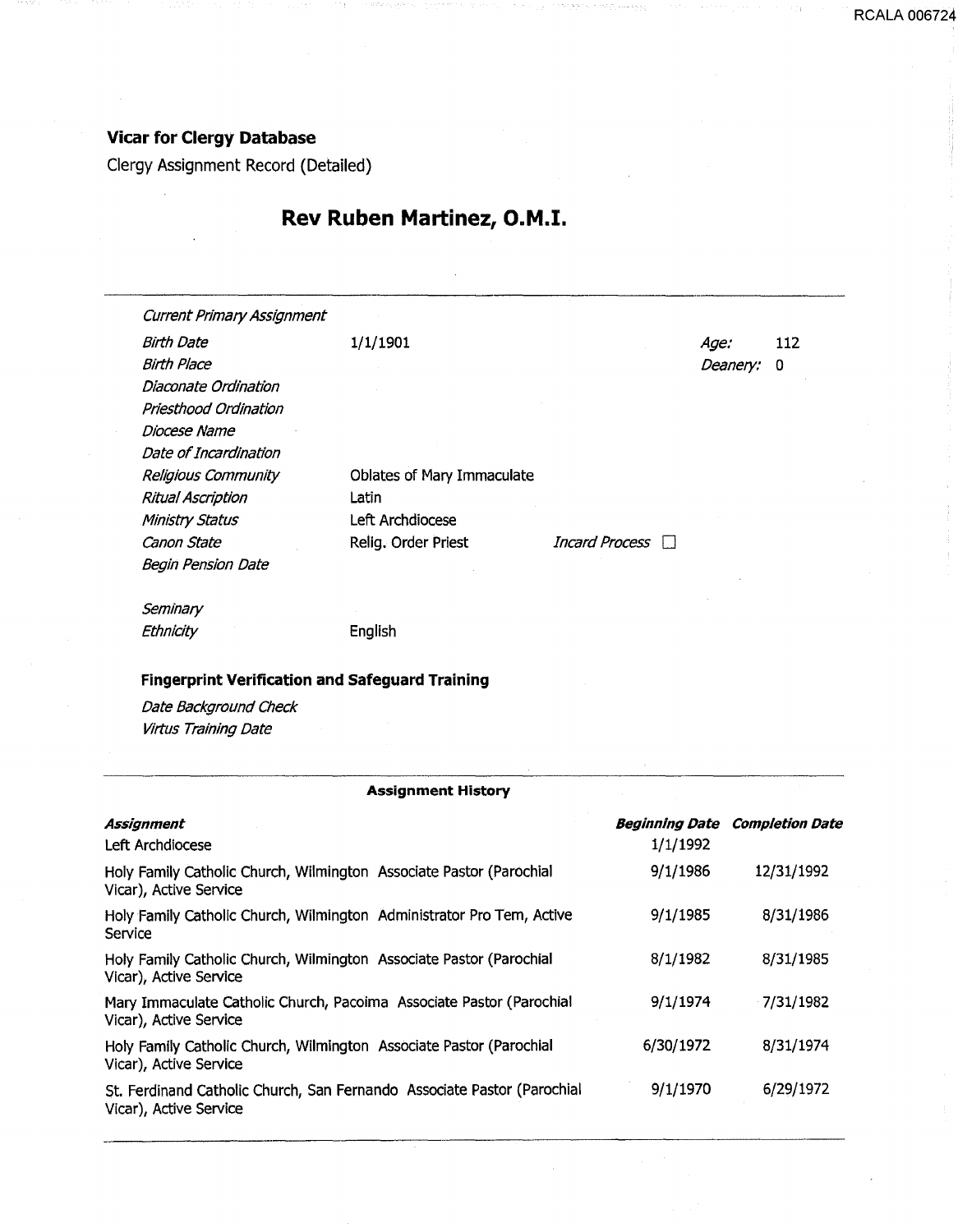**Vicar for Clergy Database**

Clergy Assignment Record (Detailed)

# Rev Ruben Martinez, O.M.I.

| | | | |
|---|---|---|---|
| *Current Primary Assignment* | | | |
| *Birth Date* | 1/1/1901 | *Age:* | 112 |
| *Birth Place* | | *Deanery:* | 0 |
| *Diaconate Ordination* | | | |
| *Priesthood Ordination* | | | |
| *Diocese Name* | | | |
| *Date of Incardination* | | | |
| *Religious Community* | Oblates of Mary Immaculate | | |
| *Ritual Ascription* | Latin | | |
| *Ministry Status* | Left Archdiocese | | |
| *Canon State* | Relig. Order Priest | *Incard Process* ☐ | |
| *Begin Pension Date* | | | |
| *Seminary* | | | |
| *Ethnicity* | English | | |

**Fingerprint Verification and Safeguard Training**

*Date Background Check*

*Virtus Training Date*

**Assignment History**

| ***Assignment*** | ***Beginning Date*** | ***Completion Date*** |
|---|---|---|
| Left Archdiocese | 1/1/1992 | |
| Holy Family Catholic Church, Wilmington Associate Pastor (Parochial Vicar), Active Service | 9/1/1986 | 12/31/1992 |
| Holy Family Catholic Church, Wilmington Administrator Pro Tem, Active Service | 9/1/1985 | 8/31/1986 |
| Holy Family Catholic Church, Wilmington Associate Pastor (Parochial Vicar), Active Service | 8/1/1982 | 8/31/1985 |
| Mary Immaculate Catholic Church, Pacoima Associate Pastor (Parochial Vicar), Active Service | 9/1/1974 | 7/31/1982 |
| Holy Family Catholic Church, Wilmington Associate Pastor (Parochial Vicar), Active Service | 6/30/1972 | 8/31/1974 |
| St. Ferdinand Catholic Church, San Fernando Associate Pastor (Parochial Vicar), Active Service | 9/1/1970 | 6/29/1972 |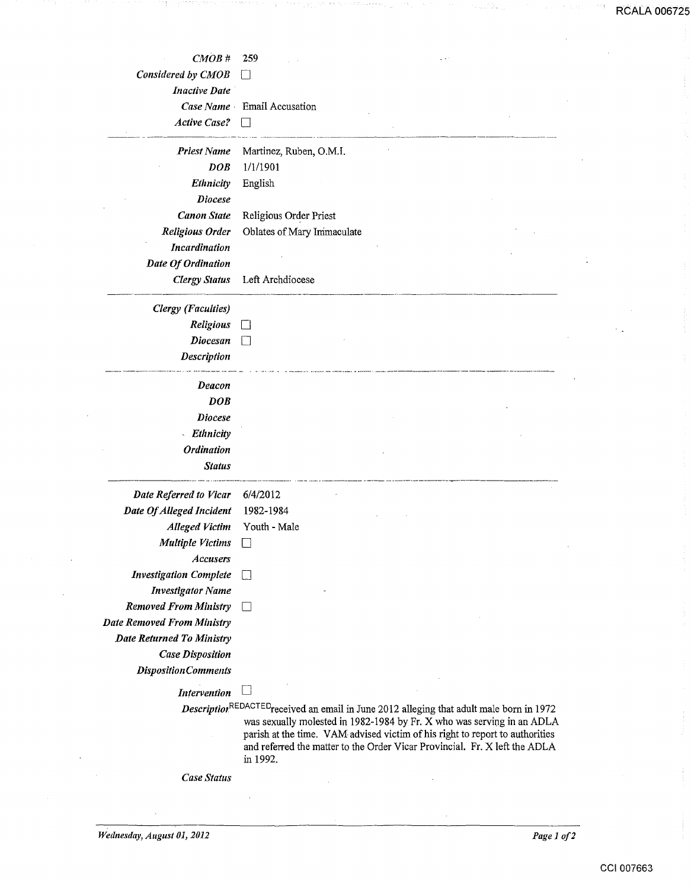| | |
|---|---|
| *CMOB #* | 259 |
| *Considered by CMOB* | ☐ |
| *Inactive Date* | |
| *Case Name* | Email Accusation |
| *Active Case?* | ☐ |

---

| | |
|---|---|
| *Priest Name* | Martinez, Ruben, O.M.I. |
| *DOB* | 1/1/1901 |
| *Ethnicity* | English |
| *Diocese* | |
| *Canon State* | Religious Order Priest |
| *Religious Order* | Oblates of Mary Immaculate |
| *Incardination* | |
| *Date Of Ordination* | |
| *Clergy Status* | Left Archdiocese |

---

| | |
|---|---|
| *Clergy (Faculties)* | |
| *Religious* | ☐ |
| *Diocesan* | ☐ |
| *Description* | |

---

| | |
|---|---|
| *Deacon* | |
| *DOB* | |
| *Diocese* | |
| *Ethnicity* | |
| *Ordination* | |
| *Status* | |

---

| | |
|---|---|
| *Date Referred to Vicar* | 6/4/2012 |
| *Date Of Alleged Incident* | 1982-1984 |
| *Alleged Victim* | Youth - Male |
| *Multiple Victims* | ☐ |
| *Accusers* | |
| *Investigation Complete* | ☐ |
| *Investigator Name* | |
| *Removed From Ministry* | ☐ |
| *Date Removed From Ministry* | |
| *Date Returned To Ministry* | |
| *Case Disposition* | |
| *DispositionComments* | |
| *Intervention* | ☐ |
| *Description* | REDACTED received an email in June 2012 alleging that adult male born in 1972 was sexually molested in 1982-1984 by Fr. X who was serving in an ADLA parish at the time. VAM advised victim of his right to report to authorities and referred the matter to the Order Vicar Provincial. Fr. X left the ADLA in 1992. |
| *Case Status* | |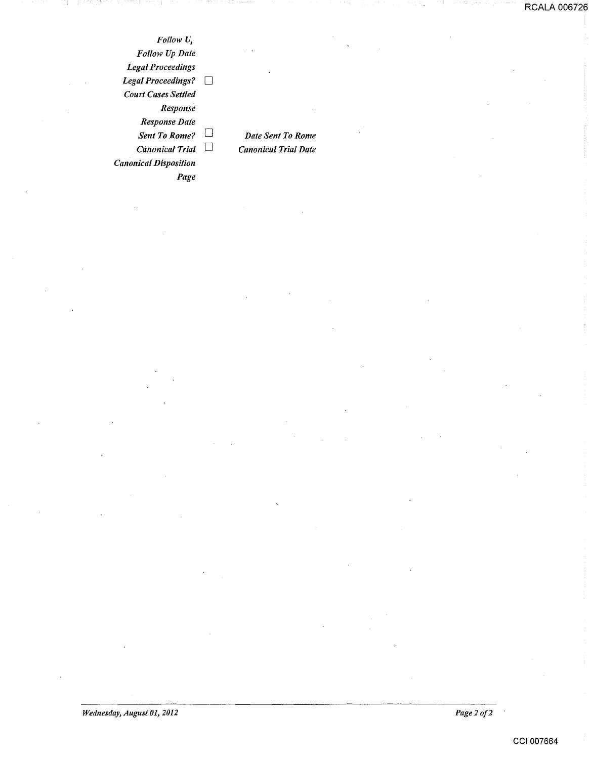*Follow U*

*Follow Up Date*

*Legal Proceedings*

*Legal Proceedings?* ☐

*Court Cases Settled*

*Response*

*Response Date*

*Sent To Rome?* ☐ *Date Sent To Rome*

*Canonical Trial* ☐ *Canonical Trial Date*

*Canonical Disposition*

*Page*

*Wednesday, August 01, 2012*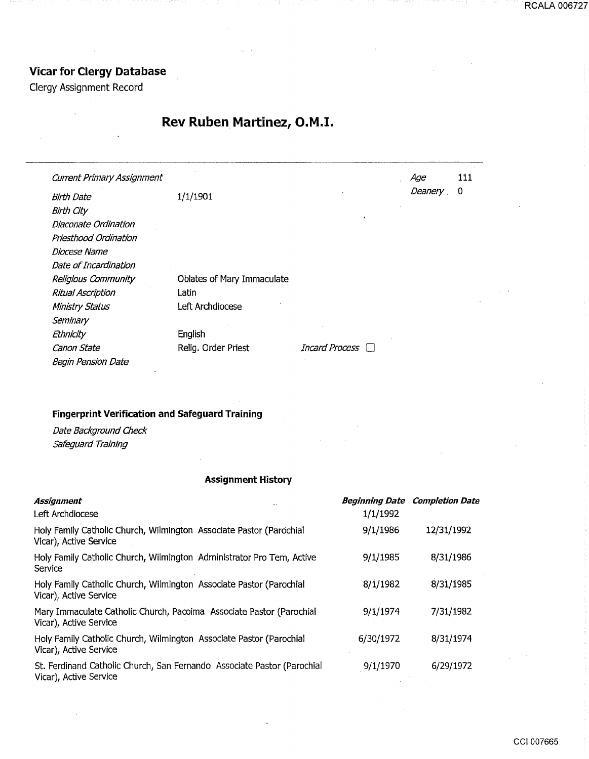# Vicar for Clergy Database

Clergy Assignment Record

## Rev Ruben Martinez, O.M.I.

| | | | |
|---|---|---|---|
| *Current Primary Assignment* | | *Age* | 111 |
| *Birth Date* | 1/1/1901 | *Deanery* | 0 |
| *Birth City* | | | |
| *Diaconate Ordination* | | | |
| *Priesthood Ordination* | | | |
| *Diocese Name* | | | |
| *Date of Incardination* | | | |
| *Religious Community* | Oblates of Mary Immaculate | | |
| *Ritual Ascription* | Latin | | |
| *Ministry Status* | Left Archdiocese | | |
| *Seminary* | | | |
| *Ethnicity* | English | | |
| *Canon State* | Relig. Order Priest | *Incard Process* ☐ | |
| *Begin Pension Date* | | | |

### Fingerprint Verification and Safeguard Training

*Date Background Check*

*Safeguard Training*

### Assignment History

| ***Assignment*** | ***Beginning Date*** | ***Completion Date*** |
|---|---|---|
| Left Archdiocese | 1/1/1992 | |
| Holy Family Catholic Church, Wilmington Associate Pastor (Parochial Vicar), Active Service | 9/1/1986 | 12/31/1992 |
| Holy Family Catholic Church, Wilmington Administrator Pro Tem, Active Service | 9/1/1985 | 8/31/1986 |
| Holy Family Catholic Church, Wilmington Associate Pastor (Parochial Vicar), Active Service | 8/1/1982 | 8/31/1985 |
| Mary Immaculate Catholic Church, Pacoima Associate Pastor (Parochial Vicar), Active Service | 9/1/1974 | 7/31/1982 |
| Holy Family Catholic Church, Wilmington Associate Pastor (Parochial Vicar), Active Service | 6/30/1972 | 8/31/1974 |
| St. Ferdinand Catholic Church, San Fernando Associate Pastor (Parochial Vicar), Active Service | 9/1/1970 | 6/29/1972 |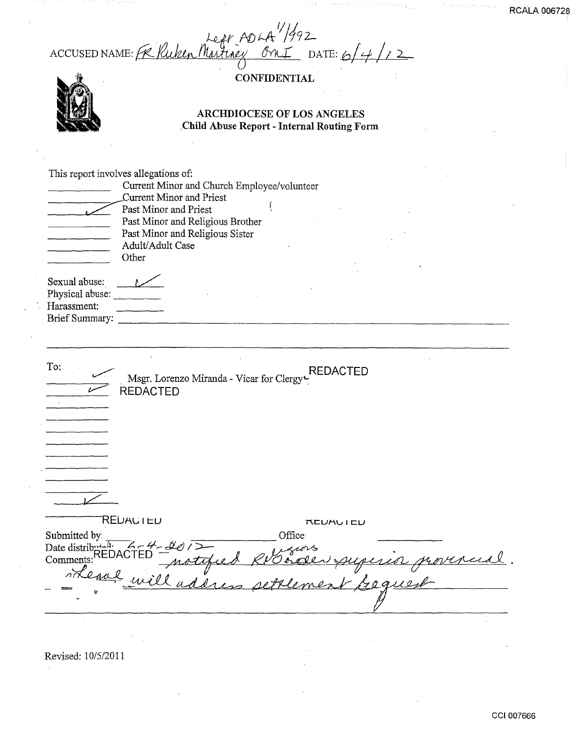Left ADLA 1/1/1992

ACCUSED NAME: FR Ruben Martinez OMI DATE: 6/4/12

**CONFIDENTIAL**

## ARCHDIOCESE OF LOS ANGELES
### Child Abuse Report - Internal Routing Form

This report involves allegations of:

- ______ Current Minor and Church Employee/volunteer
- ______ Current Minor and Priest
- ✓ Past Minor and Priest
- ______ Past Minor and Religious Brother
- ______ Past Minor and Religious Sister
- ______ Adult/Adult Case
- ______ Other

Sexual abuse: ✓
Physical abuse: ______
Harassment: ______
Brief Summary: ______

To:

- ✓ Msgr. Lorenzo Miranda - Vicar for Clergy REDACTED
- ✓ REDACTED
- ______
- ______
- ______
- ______
- ______
- ______
- ______
- ✓

Submitted by: REDACTED Office: REDACTED

Date distributed: 6-4-2012

Comments: REDACTED Vicar for Religious notified RO order superior provincial. Legal will address settlement request

Revised: 10/5/2011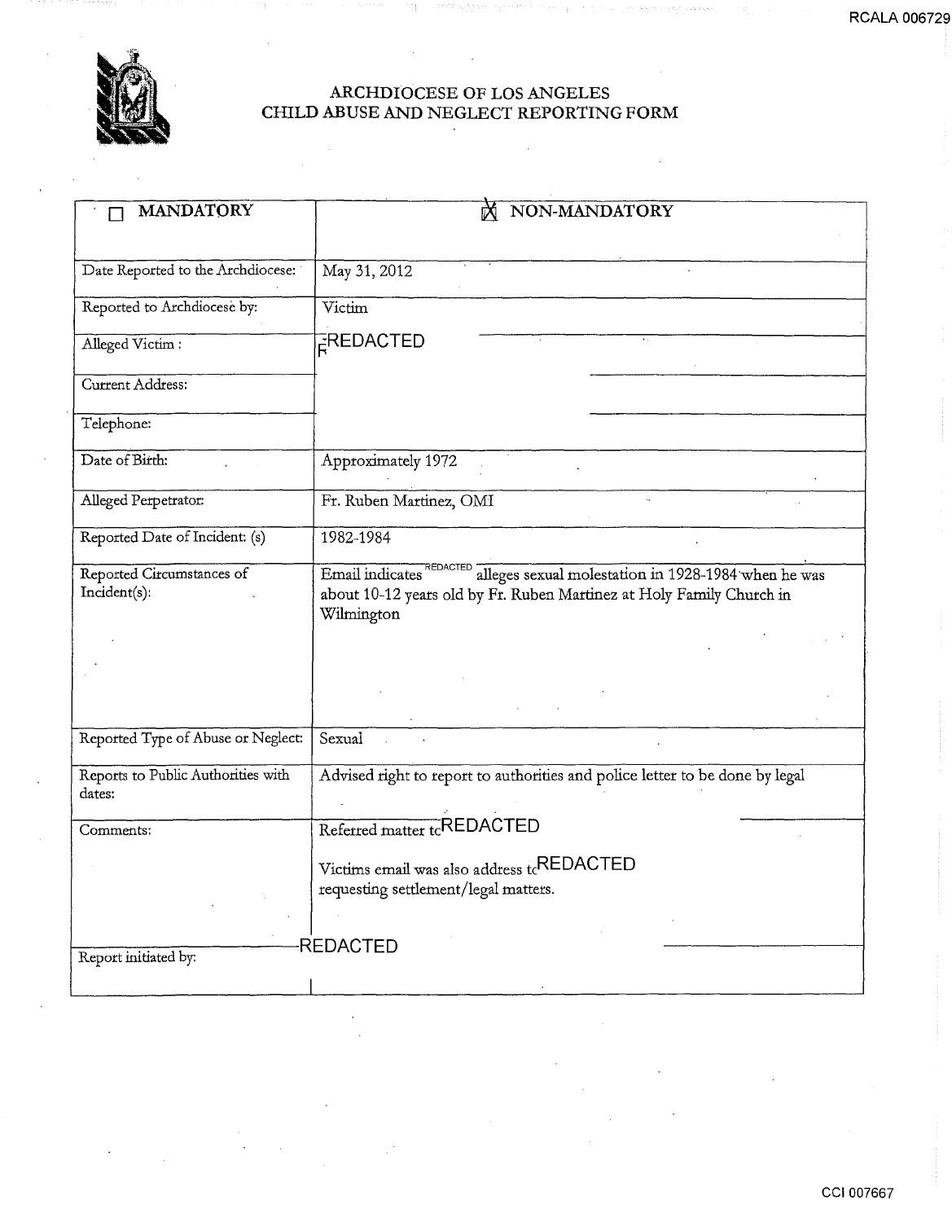# ARCHDIOCESE OF LOS ANGELES
## CHILD ABUSE AND NEGLECT REPORTING FORM

| ☐ MANDATORY | ☒ NON-MANDATORY |
|---|---|
| Date Reported to the Archdiocese: | May 31, 2012 |
| Reported to Archdiocese by: | Victim |
| Alleged Victim : | REDACTED |
| Current Address: | |
| Telephone: | |
| Date of Birth: | Approximately 1972 |
| Alleged Perpetrator: | Fr. Ruben Martinez, OMI |
| Reported Date of Incident: (s) | 1982-1984 |
| Reported Circumstances of Incident(s): | Email indicates REDACTED alleges sexual molestation in 1928-1984 when he was about 10-12 years old by Fr. Ruben Martinez at Holy Family Church in Wilmington |
| Reported Type of Abuse or Neglect: | Sexual |
| Reports to Public Authorities with dates: | Advised right to report to authorities and police letter to be done by legal |
| Comments: | Referred matter to REDACTED<br><br>Victims email was also address to REDACTED requesting settlement/legal matters. |
| Report initiated by: | REDACTED |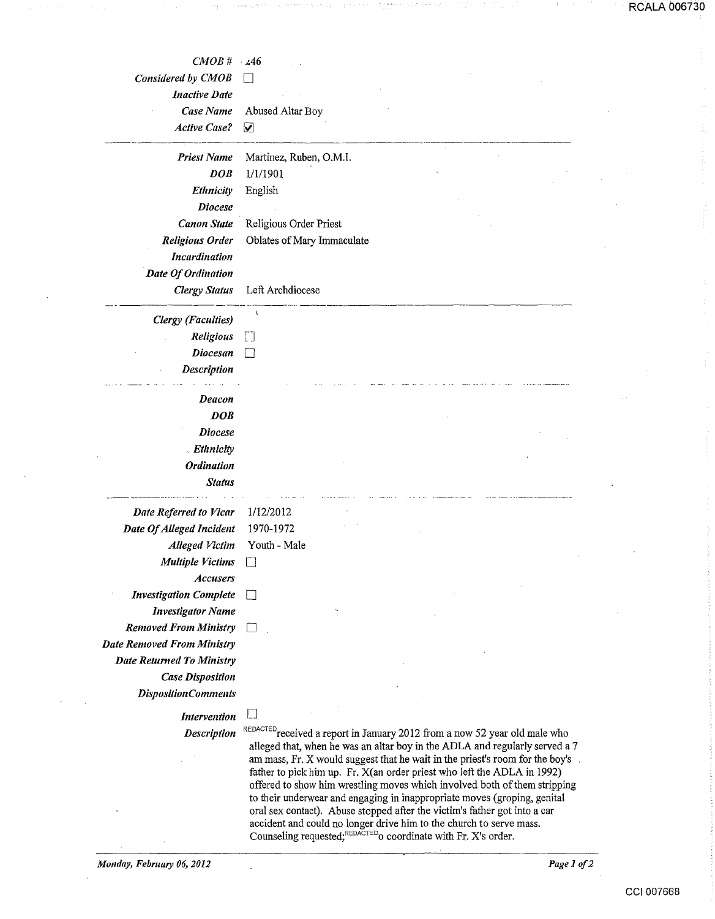| | |
|---|---|
| *CMOB #* | 246 |
| *Considered by CMOB* | ☐ |
| *Inactive Date* | |
| *Case Name* | Abused Altar Boy |
| *Active Case?* | ☑ |

| | |
|---|---|
| *Priest Name* | Martinez, Ruben, O.M.I. |
| *DOB* | 1/1/1901 |
| *Ethnicity* | English |
| *Diocese* | |
| *Canon State* | Religious Order Priest |
| *Religious Order* | Oblates of Mary Immaculate |
| *Incardination* | |
| *Date Of Ordination* | |
| *Clergy Status* | Left Archdiocese |

| | |
|---|---|
| *Clergy (Faculties)* | |
| *Religious* | ☐ |
| *Diocesan* | ☐ |
| *Description* | |

| | |
|---|---|
| *Deacon* | |
| *DOB* | |
| *Diocese* | |
| *Ethnicity* | |
| *Ordination* | |
| *Status* | |

| | |
|---|---|
| *Date Referred to Vicar* | 1/12/2012 |
| *Date Of Alleged Incident* | 1970-1972 |
| *Alleged Victim* | Youth - Male |
| *Multiple Victims* | ☐ |
| *Accusers* | |
| *Investigation Complete* | ☐ |
| *Investigator Name* | |
| *Removed From Ministry* | ☐ |
| *Date Removed From Ministry* | |
| *Date Returned To Ministry* | |
| *Case Disposition* | |
| *DispositionComments* | |
| *Intervention* | ☐ |
| *Description* | REDACTED received a report in January 2012 from a now 52 year old male who alleged that, when he was an altar boy in the ADLA and regularly served a 7 am mass, Fr. X would suggest that he wait in the priest's room for the boy's father to pick him up. Fr. X(an order priest who left the ADLA in 1992) offered to show him wrestling moves which involved both of them stripping to their underwear and engaging in inappropriate moves (groping, genital oral sex contact). Abuse stopped after the victim's father got into a car accident and could no longer drive him to the church to serve mass. Counseling requested; REDACTED o coordinate with Fr. X's order. |

*Monday, February 06, 2012*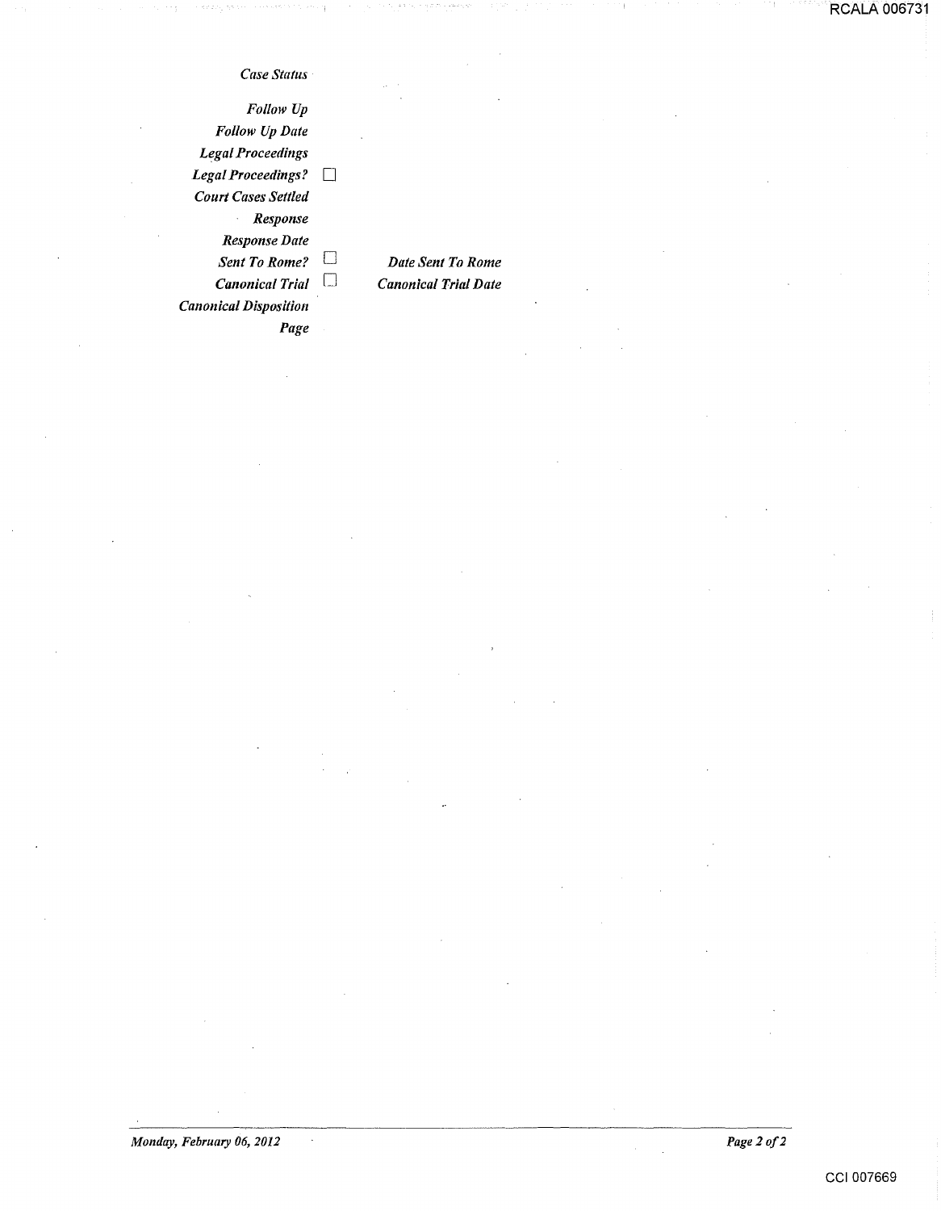*Case Status*

*Follow Up*

*Follow Up Date*

*Legal Proceedings*

*Legal Proceedings?* ☐

*Court Cases Settled*

*Response*

*Response Date*

*Sent To Rome?* ☐ *Date Sent To Rome*

*Canonical Trial* ☐ *Canonical Trial Date*

*Canonical Disposition*

*Page*

*Monday, February 06, 2012*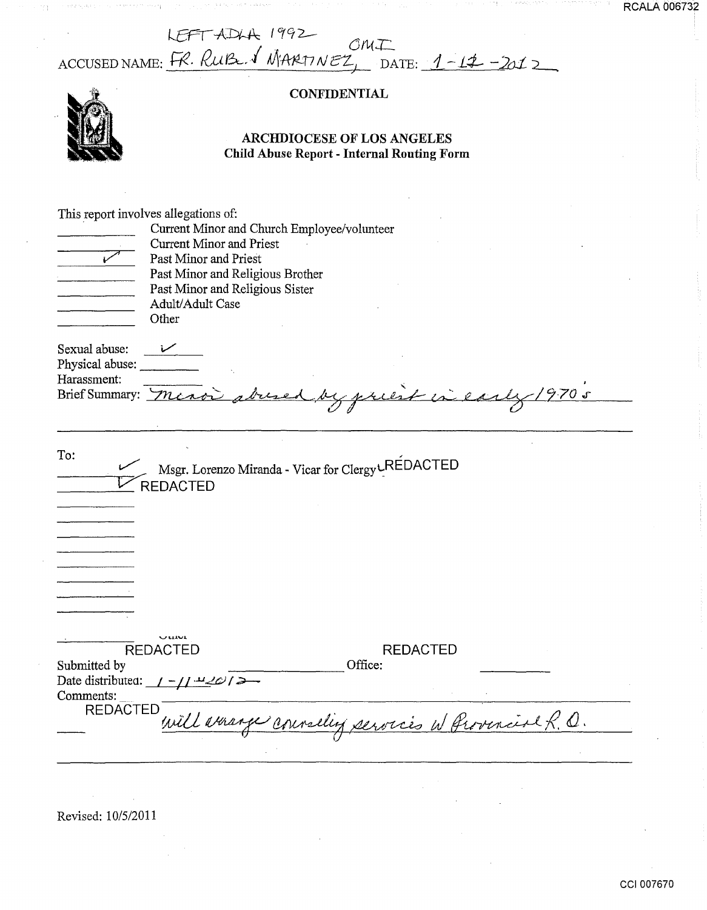LEFT ADLA 1992

ACCUSED NAME: FR. RUBL. ✓ MARTINEZ, OMI DATE: 1-11-2012

**CONFIDENTIAL**

## ARCHDIOCESE OF LOS ANGELES
### Child Abuse Report - Internal Routing Form

This report involves allegations of:

- ______ Current Minor and Church Employee/volunteer
- ______ Current Minor and Priest
- ✓ Past Minor and Priest
- ______ Past Minor and Religious Brother
- ______ Past Minor and Religious Sister
- ______ Adult/Adult Case
- ______ Other

Sexual abuse: ✓

Physical abuse: ______

Harassment: ______

Brief Summary: Minor abused by priest in early 1970's

To:

- ✓ Msgr. Lorenzo Miranda - Vicar for Clergy REDACTED
- ✓ REDACTED

______ Other REDACTED

Submitted by ______ Office: REDACTED

Date distributed: 1-11-2012

Comments:

REDACTED will arrange counseling services w Provincial R. O.

Revised: 10/5/2011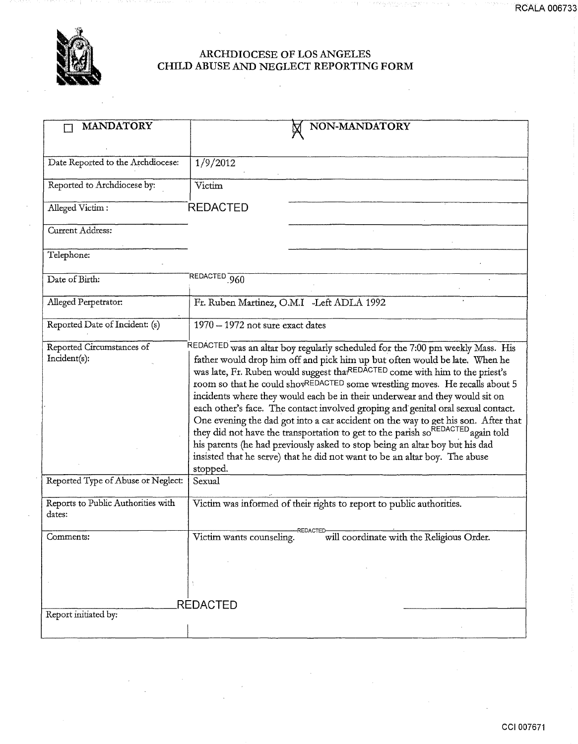# ARCHDIOCESE OF LOS ANGELES
## CHILD ABUSE AND NEGLECT REPORTING FORM

| ☐ MANDATORY | ☒ NON-MANDATORY |
|---|---|
| Date Reported to the Archdiocese: | 1/9/2012 |
| Reported to Archdiocese by: | Victim |
| Alleged Victim: | REDACTED |
| Current Address: | |
| Telephone: | |
| Date of Birth: | REDACTED 960 |
| Alleged Perpetrator: | Fr. Ruben Martinez, O.M.I -Left ADLA 1992 |
| Reported Date of Incident: (s) | 1970 – 1972 not sure exact dates |
| Reported Circumstances of Incident(s): | REDACTED was an altar boy regularly scheduled for the 7:00 pm weekly Mass. His father would drop him off and pick him up but often would be late. When he was late, Fr. Ruben would suggest that REDACTED come with him to the priest's room so that he could show REDACTED some wrestling moves. He recalls about 5 incidents where they would each be in their underwear and they would sit on each other's face. The contact involved groping and genital oral sexual contact. One evening the dad got into a car accident on the way to get his son. After that they did not have the transportation to get to the parish so REDACTED again told his parents (he had previously asked to stop being an altar boy but his dad insisted that he serve) that he did not want to be an altar boy. The abuse stopped. |
| Reported Type of Abuse or Neglect: | Sexual |
| Reports to Public Authorities with dates: | Victim was informed of their rights to report to public authorities. |
| Comments: | Victim wants counseling. REDACTED will coordinate with the Religious Order. |
| Report initiated by: | REDACTED |

RCALA 006733

CCI 007671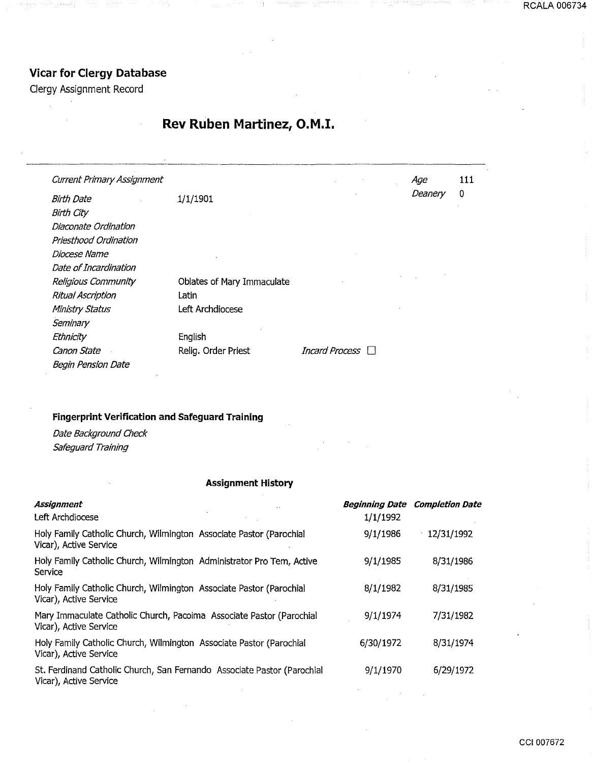## Vicar for Clergy Database

Clergy Assignment Record

# Rev Ruben Martinez, O.M.I.

| | | | |
|---|---|---|---|
| *Current Primary Assignment* | | *Age* | 111 |
| *Birth Date* | 1/1/1901 | *Deanery* | 0 |
| *Birth City* | | | |
| *Diaconate Ordination* | | | |
| *Priesthood Ordination* | | | |
| *Diocese Name* | | | |
| *Date of Incardination* | | | |
| *Religious Community* | Oblates of Mary Immaculate | | |
| *Ritual Ascription* | Latin | | |
| *Ministry Status* | Left Archdiocese | | |
| *Seminary* | | | |
| *Ethnicity* | English | | |
| *Canon State* | Relig. Order Priest | *Incard Process* ☐ | |
| *Begin Pension Date* | | | |

### Fingerprint Verification and Safeguard Training

*Date Background Check*

*Safeguard Training*

### Assignment History

| ***Assignment*** | ***Beginning Date*** | ***Completion Date*** |
|---|---|---|
| Left Archdiocese | 1/1/1992 | |
| Holy Family Catholic Church, Wilmington Associate Pastor (Parochial Vicar), Active Service | 9/1/1986 | 12/31/1992 |
| Holy Family Catholic Church, Wilmington Administrator Pro Tem, Active Service | 9/1/1985 | 8/31/1986 |
| Holy Family Catholic Church, Wilmington Associate Pastor (Parochial Vicar), Active Service | 8/1/1982 | 8/31/1985 |
| Mary Immaculate Catholic Church, Pacoima Associate Pastor (Parochial Vicar), Active Service | 9/1/1974 | 7/31/1982 |
| Holy Family Catholic Church, Wilmington Associate Pastor (Parochial Vicar), Active Service | 6/30/1972 | 8/31/1974 |
| St. Ferdinand Catholic Church, San Fernando Associate Pastor (Parochial Vicar), Active Service | 9/1/1970 | 6/29/1972 |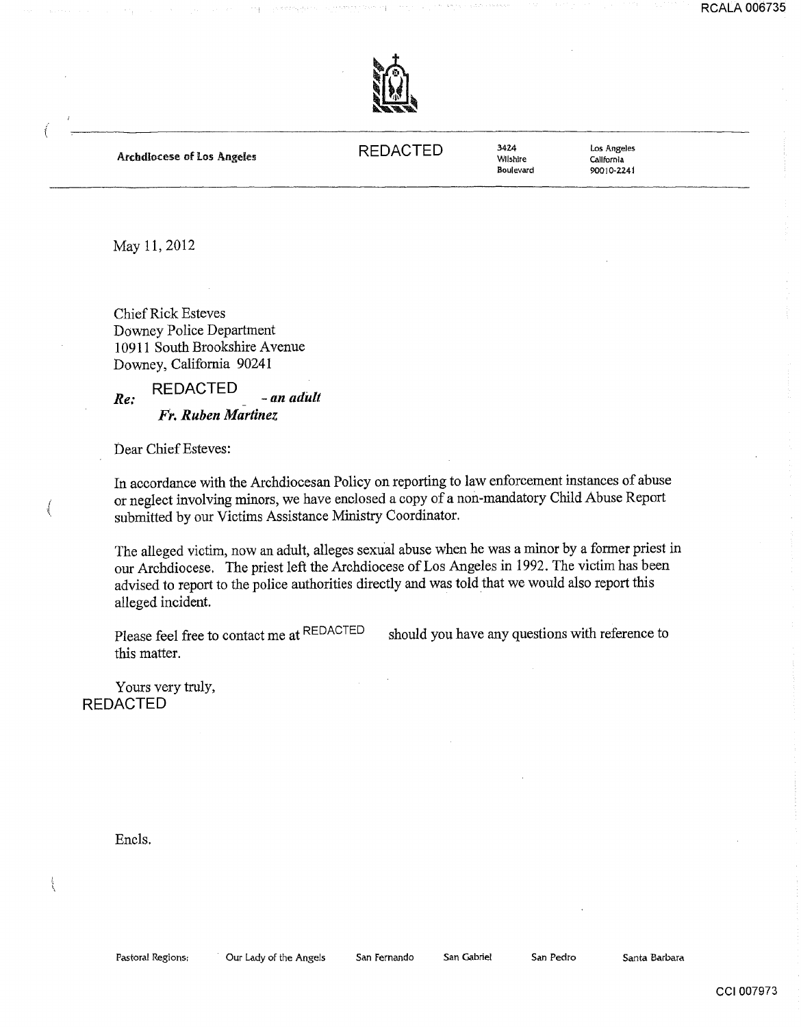Archdiocese of Los Angeles | REDACTED | 3424 Wilshire Boulevard | Los Angeles California 90010-2241

May 11, 2012

Chief Rick Esteves
Downey Police Department
10911 South Brookshire Avenue
Downey, California 90241

***Re:*** REDACTED ***- an adult***
***Fr. Ruben Martinez***

Dear Chief Esteves:

In accordance with the Archdiocesan Policy on reporting to law enforcement instances of abuse or neglect involving minors, we have enclosed a copy of a non-mandatory Child Abuse Report submitted by our Victims Assistance Ministry Coordinator.

The alleged victim, now an adult, alleges sexual abuse when he was a minor by a former priest in our Archdiocese. The priest left the Archdiocese of Los Angeles in 1992. The victim has been advised to report to the police authorities directly and was told that we would also report this alleged incident.

Please feel free to contact me at REDACTED should you have any questions with reference to this matter.

Yours very truly,
REDACTED

Encls.

Pastoral Regions: Our Lady of the Angels San Fernando San Gabriel San Pedro Santa Barbara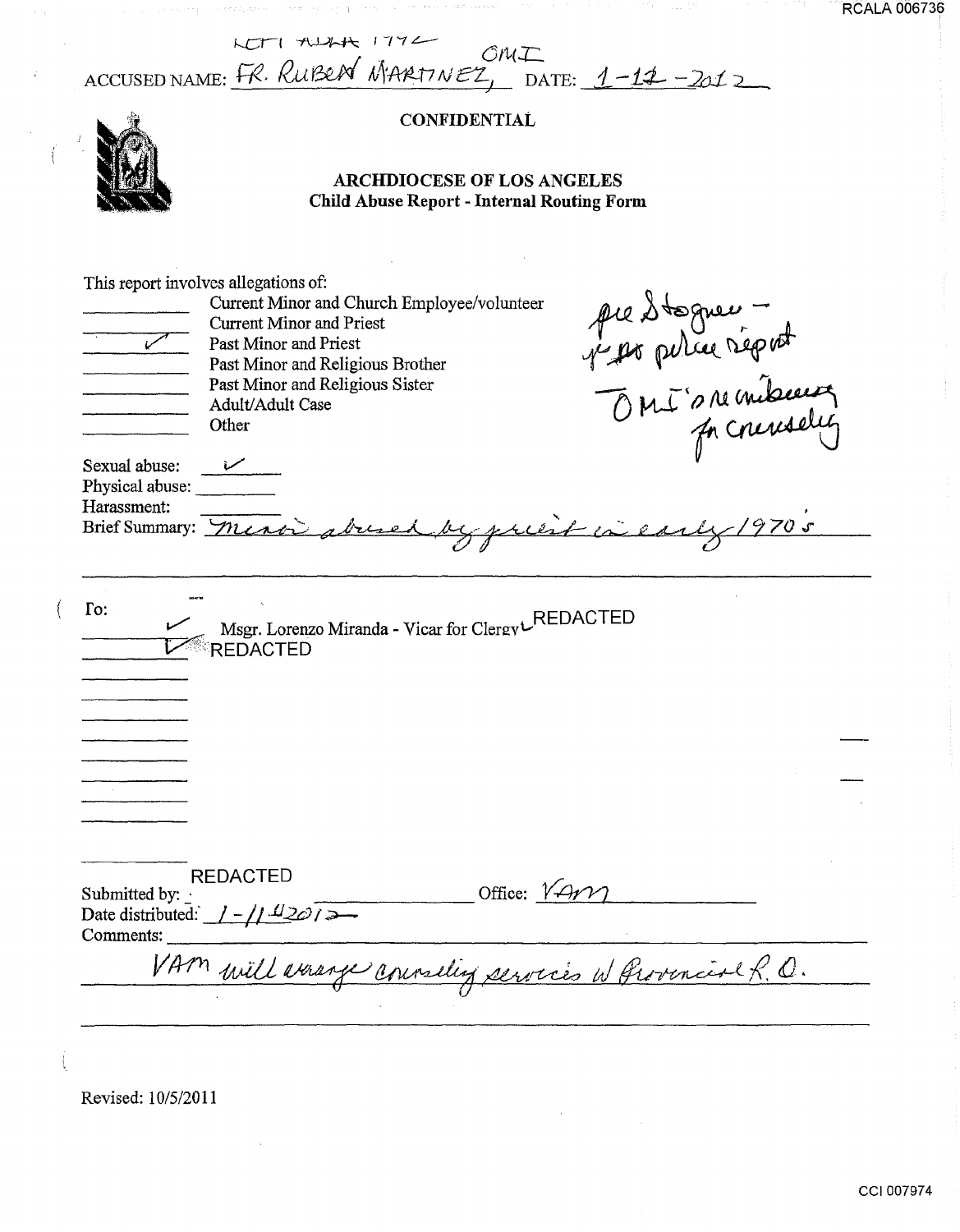RCALA 006736

KCT1 ALAA 1772
OMI

ACCUSED NAME: FR. RUBEN MARTINEZ, DATE: 1-12-2012

**CONFIDENTIAL**

**ARCHDIOCESE OF LOS ANGELES**
**Child Abuse Report - Internal Routing Form**

This report involves allegations of:

| | |
|---|---|
| ______ | Current Minor and Church Employee/volunteer |
| ______ | Current Minor and Priest |
| ✓ | Past Minor and Priest |
| ______ | Past Minor and Religious Brother |
| ______ | Past Minor and Religious Sister |
| ______ | Adult/Adult Case |
| ______ | Other |

per Stogner – no police report
OMI's reimbursing for counseling

Sexual abuse: ✓
Physical abuse: ______
Harassment: ______
Brief Summary: Minor abused by priest in early 1970's

To:

✓ Msgr. Lorenzo Miranda - Vicar for Clergy ✓ REDACTED
✓ REDACTED

Submitted by: REDACTED Office: VAM
Date distributed: 1-11-2012
Comments:
VAM will arrange counseling services W Provincial R. O.

Revised: 10/5/2011

CCI 007974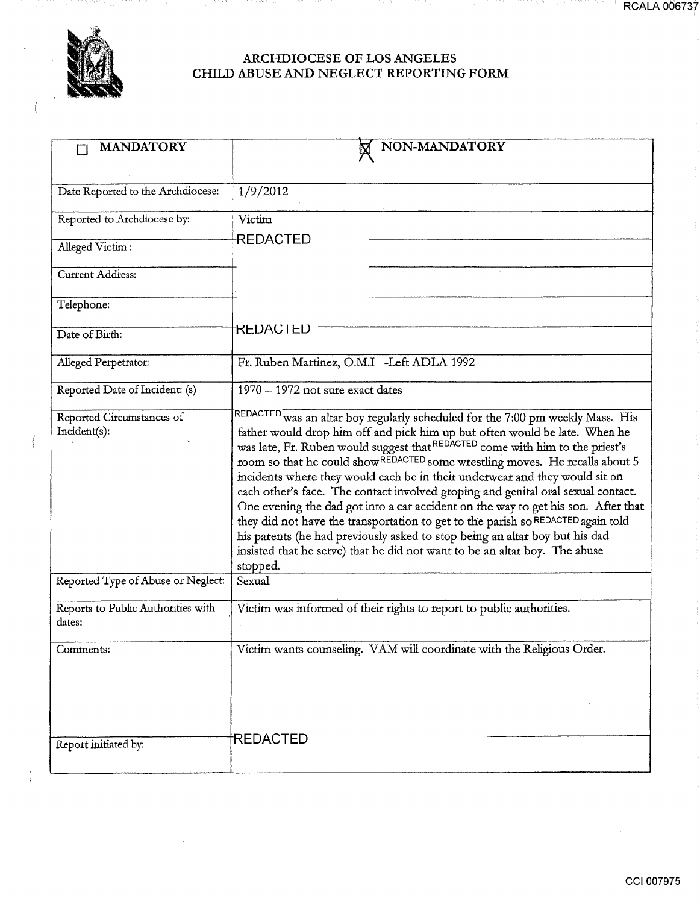# ARCHDIOCESE OF LOS ANGELES
## CHILD ABUSE AND NEGLECT REPORTING FORM

| ☐ MANDATORY | ☒ NON-MANDATORY |
|---|---|
| Date Reported to the Archdiocese: | 1/9/2012 |
| Reported to Archdiocese by: | Victim |
| Alleged Victim : | REDACTED |
| Current Address: | |
| Telephone: | |
| Date of Birth: | REDACTED |
| Alleged Perpetrator: | Fr. Ruben Martinez, O.M.I -Left ADLA 1992 |
| Reported Date of Incident: (s) | 1970 – 1972 not sure exact dates |
| Reported Circumstances of Incident(s): | REDACTED was an altar boy regularly scheduled for the 7:00 pm weekly Mass. His father would drop him off and pick him up but often would be late. When he was late, Fr. Ruben would suggest that REDACTED come with him to the priest's room so that he could show REDACTED some wrestling moves. He recalls about 5 incidents where they would each be in their underwear and they would sit on each other's face. The contact involved groping and genital oral sexual contact. One evening the dad got into a car accident on the way to get his son. After that they did not have the transportation to get to the parish so REDACTED again told his parents (he had previously asked to stop being an altar boy but his dad insisted that he serve) that he did not want to be an altar boy. The abuse stopped. |
| Reported Type of Abuse or Neglect: | Sexual |
| Reports to Public Authorities with dates: | Victim was informed of their rights to report to public authorities. |
| Comments: | Victim wants counseling. VAM will coordinate with the Religious Order. |
| Report initiated by: | REDACTED |

RCALA 006737

CCI 007975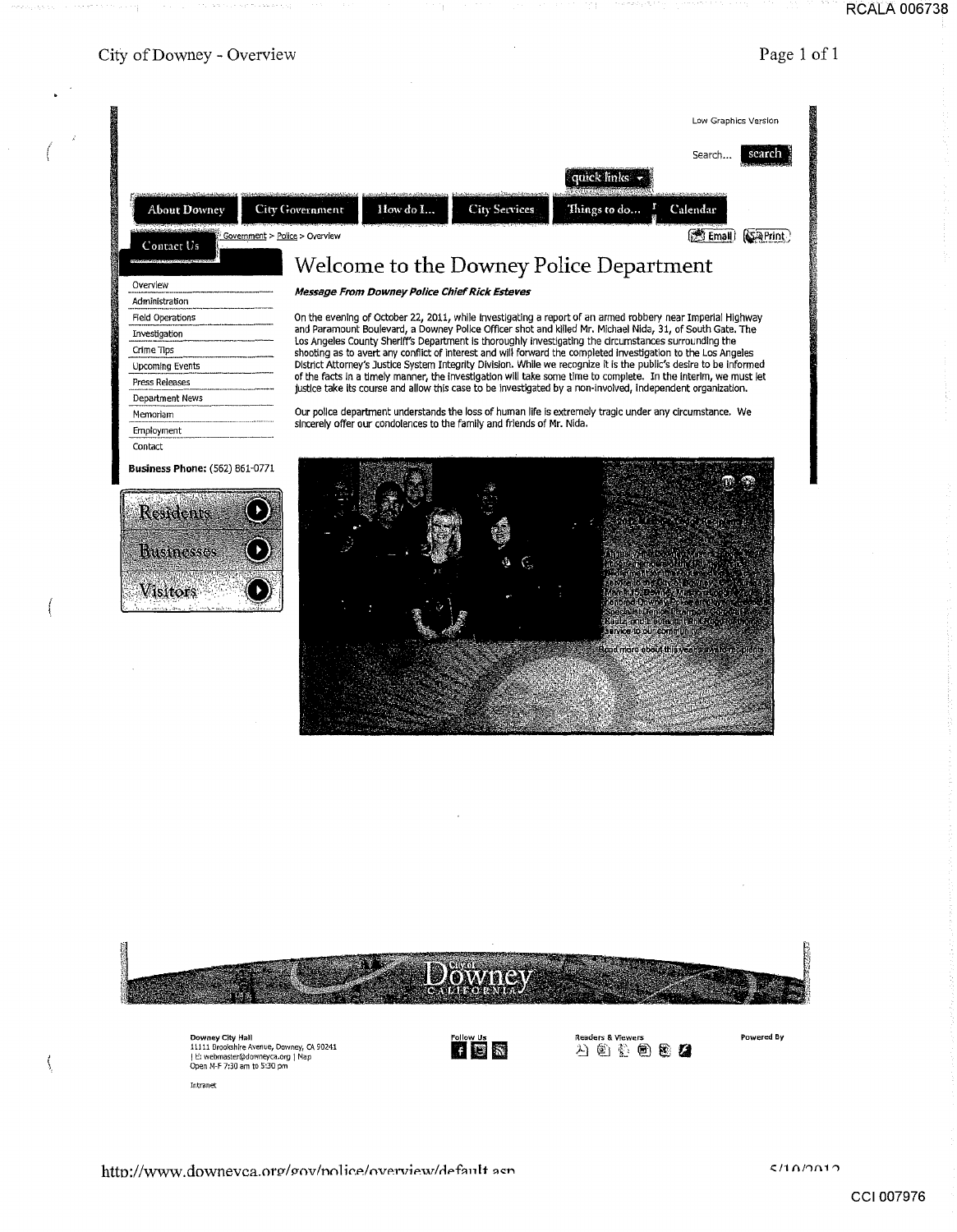Low Graphics Version

Search... search

quick links

About Downey | City Government | How do I... | City Services | Things to do... | Calendar

Contact Us

Government > Police > Overview

Email | Print

# Welcome to the Downey Police Department

***Message From Downey Police Chief Rick Esteves***

On the evening of October 22, 2011, while investigating a report of an armed robbery near Imperial Highway and Paramount Boulevard, a Downey Police Officer shot and killed Mr. Michael Nida, 31, of South Gate. The Los Angeles County Sheriff's Department is thoroughly investigating the circumstances surrounding the shooting as to avert any conflict of interest and will forward the completed investigation to the Los Angeles District Attorney's Justice System Integrity Division. While we recognize it is the public's desire to be informed of the facts in a timely manner, the investigation will take some time to complete. In the interim, we must let justice take its course and allow this case to be investigated by a non-involved, independent organization.

Our police department understands the loss of human life is extremely tragic under any circumstance. We sincerely offer our condolences to the family and friends of Mr. Nida.

- Overview
- Administration
- Field Operations
- Investigation
- Crime Tips
- Upcoming Events
- Press Releases
- Department News
- Memoriam
- Employment
- Contact

**Business Phone:** (562) 861-0771

Residents

Businesses

Visitors

Read more about this year's award recipients

City of Downey California

Downey City Hall
11111 Brookshire Avenue, Downey, CA 90241
| webmaster@downeyca.org | Map
Open M-F 7:30 am to 5:30 pm

Intranet

Follow Us

Readers & Viewers

Powered By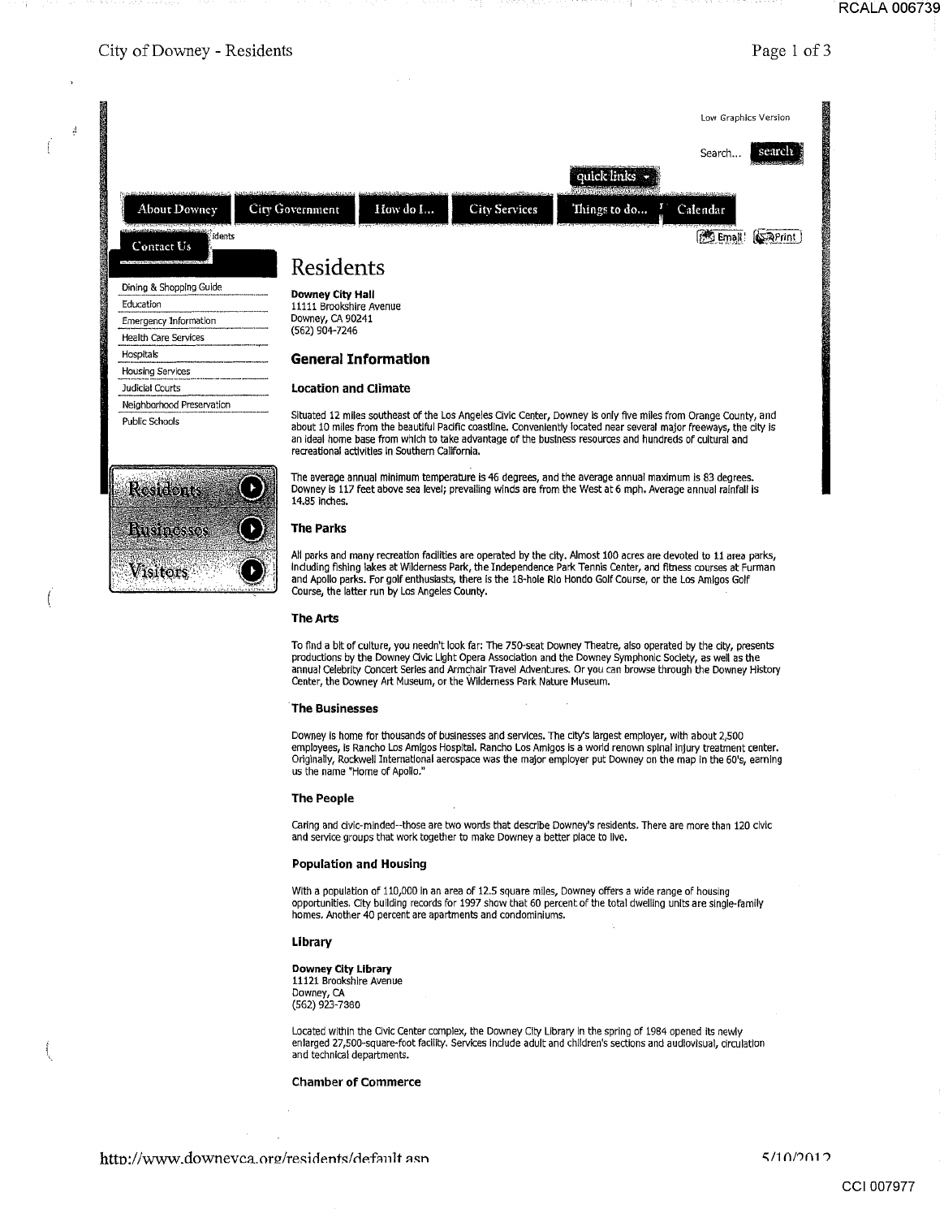Low Graphics Version

Search... search

quick links

About Downey | City Government | How do I... | City Services | Things to do... | Calendar

Contact Us

Email | Print

- Dining & Shopping Guide
- Education
- Emergency Information
- Health Care Services
- Hospitals
- Housing Services
- Judicial Courts
- Neighborhood Preservation
- Public Schools

Residents

Businesses

Visitors

# Residents

**Downey City Hall**
11111 Brookshire Avenue
Downey, CA 90241
(562) 904-7246

## General Information

### Location and Climate

Situated 12 miles southeast of the Los Angeles Civic Center, Downey is only five miles from Orange County, and about 10 miles from the beautiful Pacific coastline. Conveniently located near several major freeways, the city is an ideal home base from which to take advantage of the business resources and hundreds of cultural and recreational activities in Southern California.

The average annual minimum temperature is 46 degrees, and the average annual maximum is 83 degrees. Downey is 117 feet above sea level; prevailing winds are from the West at 6 mph. Average annual rainfall is 14.85 inches.

### The Parks

All parks and many recreation facilities are operated by the city. Almost 100 acres are devoted to 11 area parks, including fishing lakes at Wilderness Park, the Independence Park Tennis Center, and fitness courses at Furman and Apollo parks. For golf enthusiasts, there is the 18-hole Rio Hondo Golf Course, or the Los Amigos Golf Course, the latter run by Los Angeles County.

### The Arts

To find a bit of culture, you needn't look far: The 750-seat Downey Theatre, also operated by the city, presents productions by the Downey Civic Light Opera Association and the Downey Symphonic Society, as well as the annual Celebrity Concert Series and Armchair Travel Adventures. Or you can browse through the Downey History Center, the Downey Art Museum, or the Wilderness Park Nature Museum.

### The Businesses

Downey is home for thousands of businesses and services. The city's largest employer, with about 2,500 employees, is Rancho Los Amigos Hospital. Rancho Los Amigos is a world renown spinal injury treatment center. Originally, Rockwell International aerospace was the major employer put Downey on the map in the 60's, earning us the name "Home of Apollo."

### The People

Caring and civic-minded--those are two words that describe Downey's residents. There are more than 120 civic and service groups that work together to make Downey a better place to live.

### Population and Housing

With a population of 110,000 in an area of 12.5 square miles, Downey offers a wide range of housing opportunities. City building records for 1997 show that 60 percent of the total dwelling units are single-family homes. Another 40 percent are apartments and condominiums.

### Library

**Downey City Library**
11121 Brookshire Avenue
Downey, CA
(562) 923-7380

Located within the Civic Center complex, the Downey City Library in the spring of 1984 opened its newly enlarged 27,500-square-foot facility. Services include adult and children's sections and audiovisual, circulation and technical departments.

### Chamber of Commerce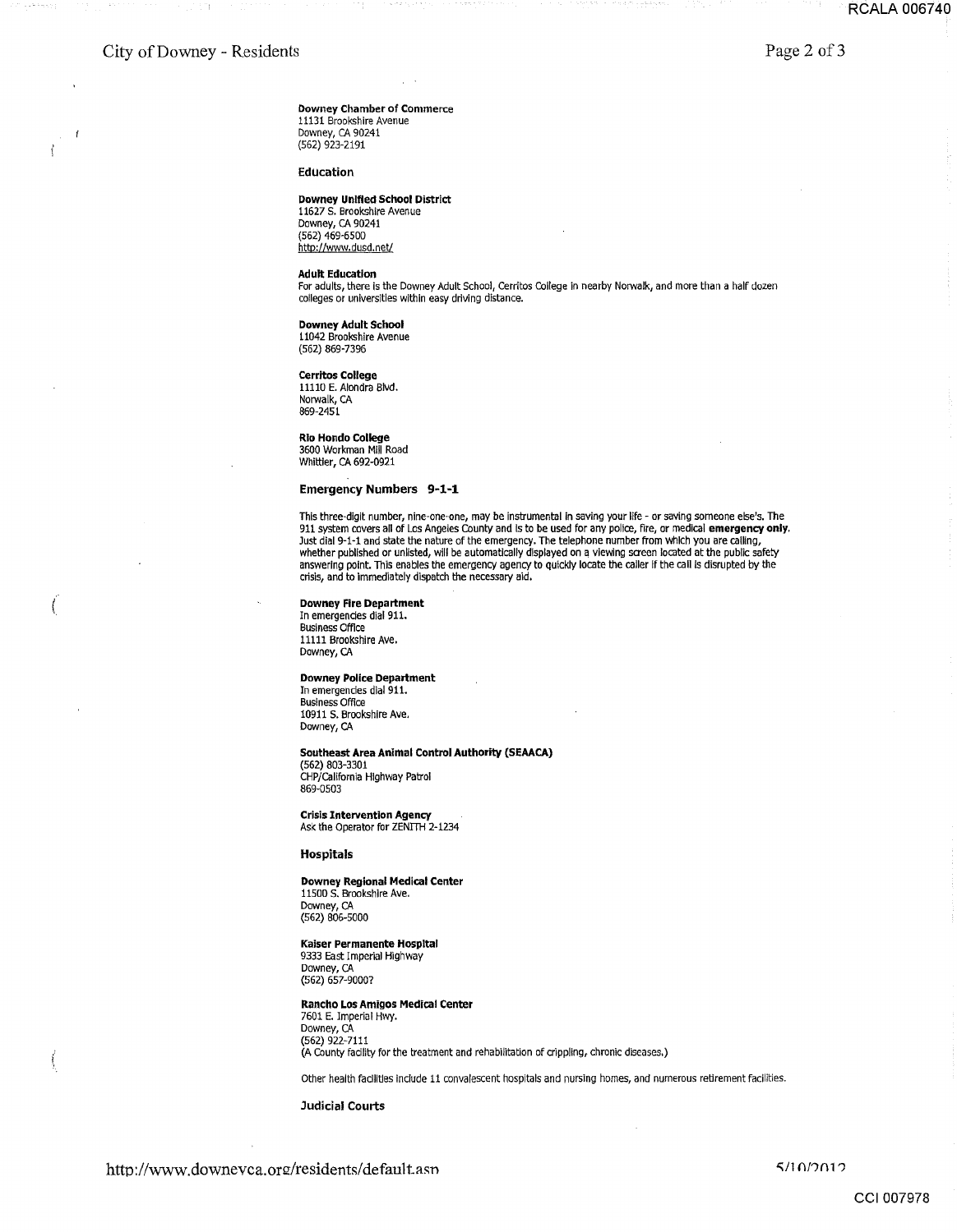**Downey Chamber of Commerce**
11131 Brookshire Avenue
Downey, CA 90241
(562) 923-2191

### Education

**Downey Unified School District**
11627 S. Brookshire Avenue
Downey, CA 90241
(562) 469-6500
http://www.dusd.net/

**Adult Education**
For adults, there is the Downey Adult School, Cerritos College in nearby Norwalk, and more than a half dozen colleges or universities within easy driving distance.

**Downey Adult School**
11042 Brookshire Avenue
(562) 869-7396

**Cerritos College**
11110 E. Alondra Blvd.
Norwalk, CA
869-2451

**Rio Hondo College**
3600 Workman Mill Road
Whittier, CA 692-0921

### Emergency Numbers 9-1-1

This three-digit number, nine-one-one, may be instrumental in saving your life - or saving someone else's. The 911 system covers all of Los Angeles County and is to be used for any police, fire, or medical **emergency only**. Just dial 9-1-1 and state the nature of the emergency. The telephone number from which you are calling, whether published or unlisted, will be automatically displayed on a viewing screen located at the public safety answering point. This enables the emergency agency to quickly locate the caller if the call is disrupted by the crisis, and to immediately dispatch the necessary aid.

**Downey Fire Department**
In emergencies dial 911.
Business Office
11111 Brookshire Ave.
Downey, CA

**Downey Police Department**
In emergencies dial 911.
Business Office
10911 S. Brookshire Ave.
Downey, CA

**Southeast Area Animal Control Authority (SEAACA)**
(562) 803-3301
CHP/California Highway Patrol
869-0503

**Crisis Intervention Agency**
Ask the Operator for ZENITH 2-1234

### Hospitals

**Downey Regional Medical Center**
11500 S. Brookshire Ave.
Downey, CA
(562) 806-5000

**Kaiser Permanente Hospital**
9333 East Imperial Highway
Downey, CA
(562) 657-9000?

**Rancho Los Amigos Medical Center**
7601 E. Imperial Hwy.
Downey, CA
(562) 922-7111
(A County facility for the treatment and rehabilitation of crippling, chronic diseases.)

Other health facilities include 11 convalescent hospitals and nursing homes, and numerous retirement facilities.

### Judicial Courts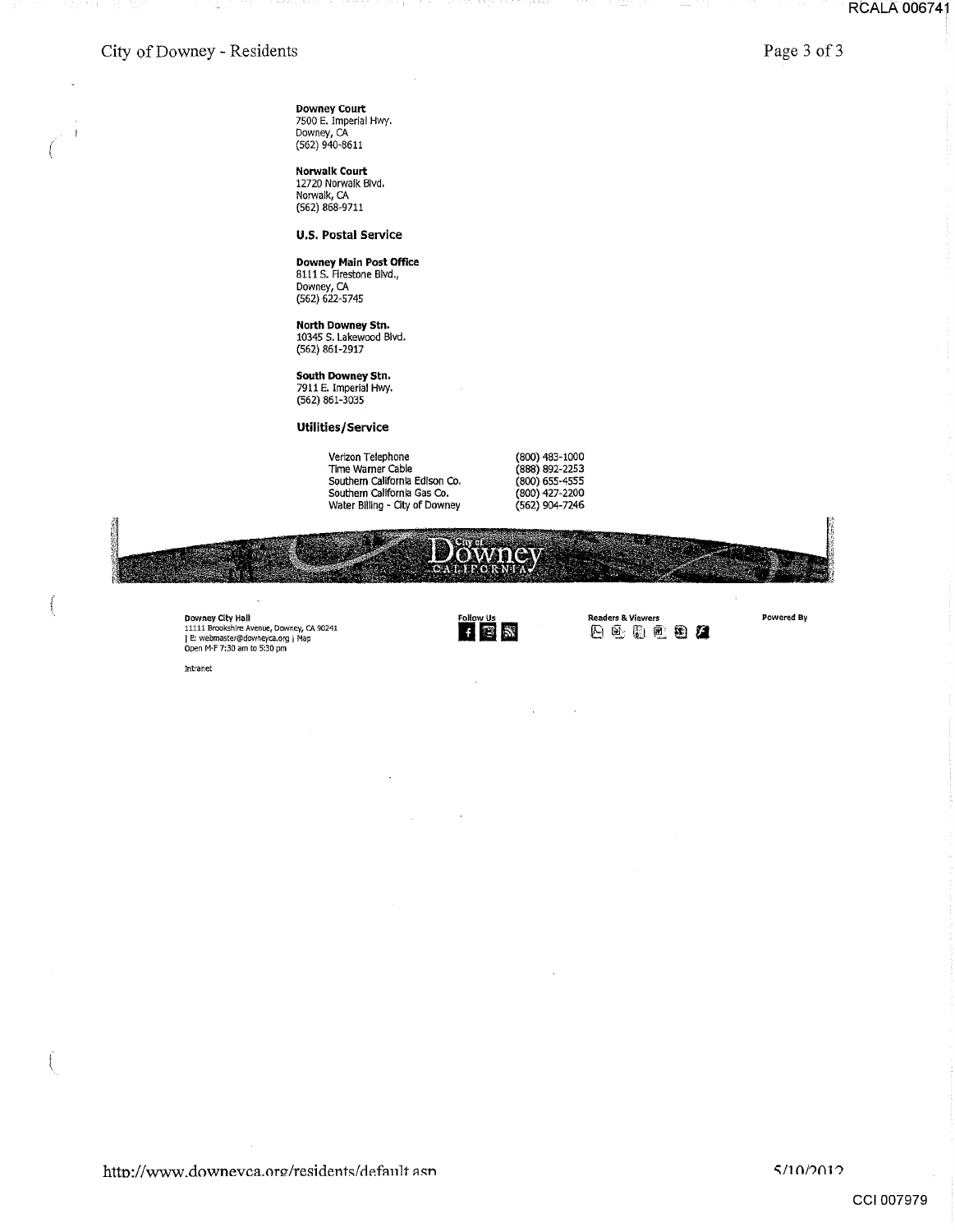**Downey Court**
7500 E. Imperial Hwy.
Downey, CA
(562) 940-8611

**Norwalk Court**
12720 Norwalk Blvd.
Norwalk, CA
(562) 868-9711

### U.S. Postal Service

**Downey Main Post Office**
8111 S. Firestone Blvd.,
Downey, CA
(562) 622-5745

**North Downey Stn.**
10345 S. Lakewood Blvd.
(562) 861-2917

**South Downey Stn.**
7911 E. Imperial Hwy.
(562) 861-3035

### Utilities/Service

| | |
|---|---|
| Verizon Telephone | (800) 483-1000 |
| Time Warner Cable | (888) 892-2253 |
| Southern California Edison Co. | (800) 655-4555 |
| Southern California Gas Co. | (800) 427-2200 |
| Water Billing - City of Downey | (562) 904-7246 |

City of Downey CALIFORNIA

**Downey City Hall**
11111 Brookshire Avenue, Downey, CA 90241
| E: webmaster@downeyca.org | Map
Open M-F 7:30 am to 5:30 pm

**Follow Us**

**Readers & Viewers**

**Powered By**

Intranet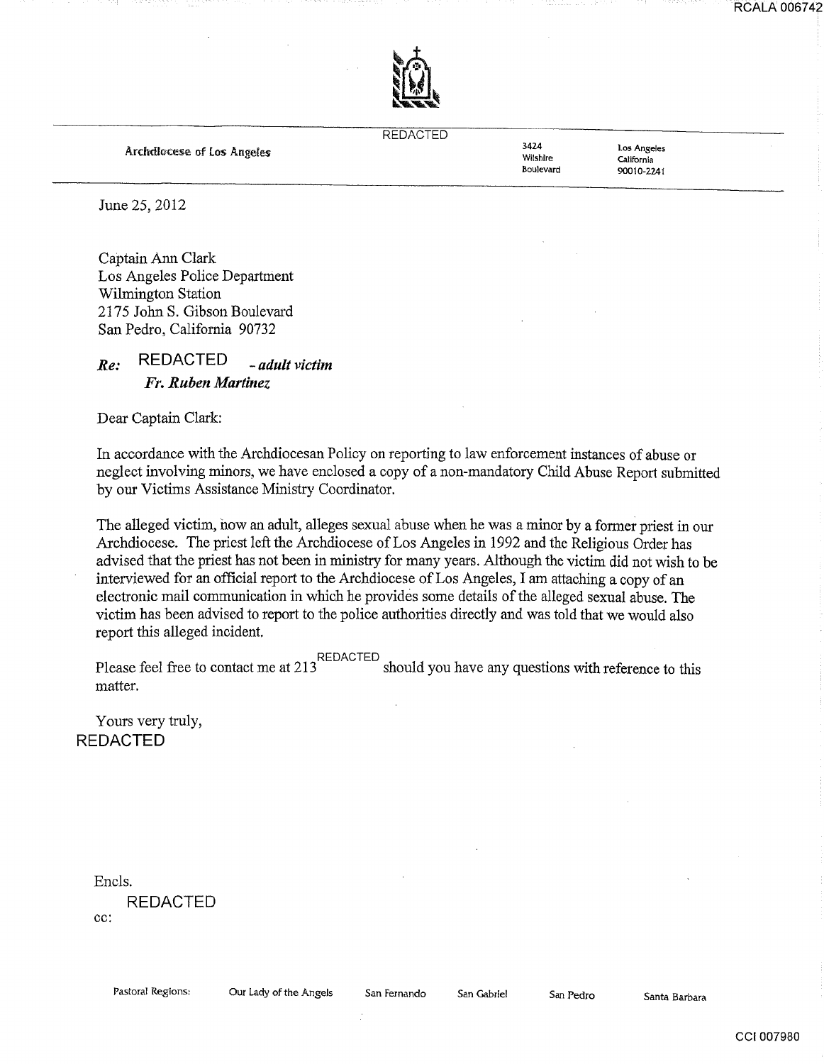REDACTED

**Archdiocese of Los Angeles**

3424 Wilshire Boulevard
Los Angeles California 90010-2241

June 25, 2012

Captain Ann Clark
Los Angeles Police Department
Wilmington Station
2175 John S. Gibson Boulevard
San Pedro, California 90732

***Re:*** REDACTED ***- adult victim***
***Fr. Ruben Martinez***

Dear Captain Clark:

In accordance with the Archdiocesan Policy on reporting to law enforcement instances of abuse or neglect involving minors, we have enclosed a copy of a non-mandatory Child Abuse Report submitted by our Victims Assistance Ministry Coordinator.

The alleged victim, now an adult, alleges sexual abuse when he was a minor by a former priest in our Archdiocese. The priest left the Archdiocese of Los Angeles in 1992 and the Religious Order has advised that the priest has not been in ministry for many years. Although the victim did not wish to be interviewed for an official report to the Archdiocese of Los Angeles, I am attaching a copy of an electronic mail communication in which he provides some details of the alleged sexual abuse. The victim has been advised to report to the police authorities directly and was told that we would also report this alleged incident.

Please feel free to contact me at 213 REDACTED should you have any questions with reference to this matter.

Yours very truly,
REDACTED

Encls.

cc: REDACTED

Pastoral Regions: Our Lady of the Angels San Fernando San Gabriel San Pedro Santa Barbara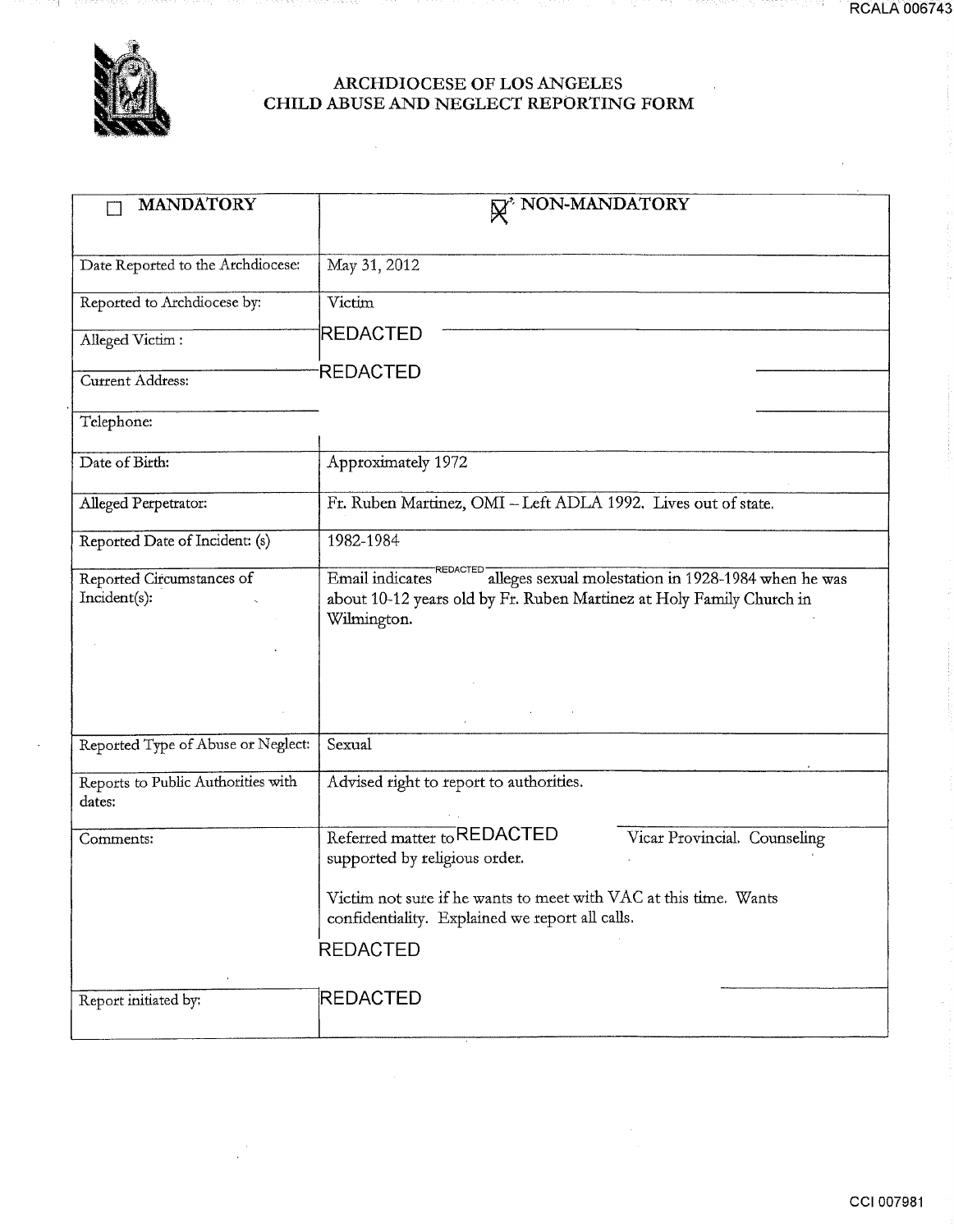# ARCHDIOCESE OF LOS ANGELES
## CHILD ABUSE AND NEGLECT REPORTING FORM

| ☐ MANDATORY | ☒ NON-MANDATORY |
| --- | --- |
| Date Reported to the Archdiocese: | May 31, 2012 |
| Reported to Archdiocese by: | Victim |
| Alleged Victim : | REDACTED |
| Current Address: | REDACTED |
| Telephone: | |
| Date of Birth: | Approximately 1972 |
| Alleged Perpetrator: | Fr. Ruben Martinez, OMI – Left ADLA 1992. Lives out of state. |
| Reported Date of Incident: (s) | 1982-1984 |
| Reported Circumstances of Incident(s): | Email indicates REDACTED alleges sexual molestation in 1928-1984 when he was about 10-12 years old by Fr. Ruben Martinez at Holy Family Church in Wilmington. |
| Reported Type of Abuse or Neglect: | Sexual |
| Reports to Public Authorities with dates: | Advised right to report to authorities. |
| Comments: | Referred matter to REDACTED Vicar Provincial. Counseling supported by religious order.<br><br>Victim not sure if he wants to meet with VAC at this time. Wants confidentiality. Explained we report all calls.<br><br>REDACTED |
| Report initiated by: | REDACTED |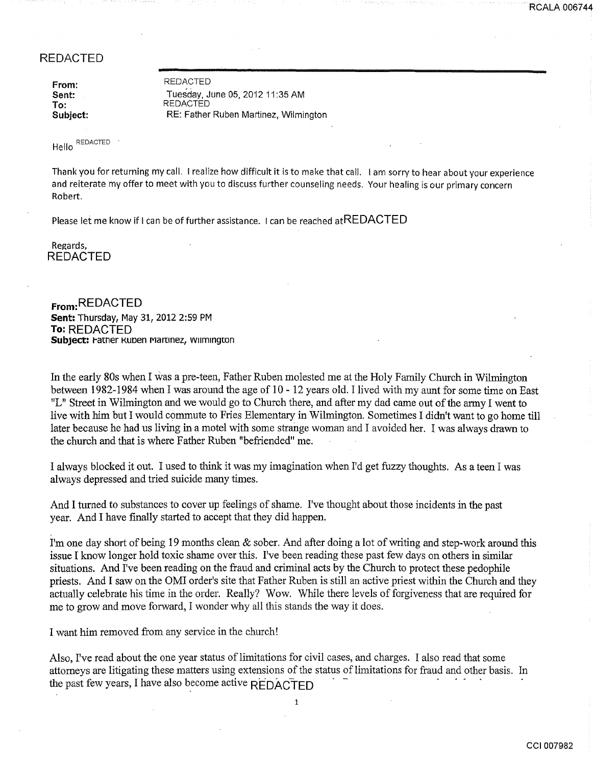REDACTED

**From:** REDACTED
**Sent:** Tuesday, June 05, 2012 11:35 AM
**To:** REDACTED
**Subject:** RE: Father Ruben Martinez, Wilmington

Hello REDACTED

Thank you for returning my call. I realize how difficult it is to make that call. I am sorry to hear about your experience and reiterate my offer to meet with you to discuss further counseling needs. Your healing is our primary concern Robert.

Please let me know if I can be of further assistance. I can be reached at REDACTED

Regards,
REDACTED

**From:** REDACTED
**Sent:** Thursday, May 31, 2012 2:59 PM
**To:** REDACTED
**Subject:** Father Ruben Martinez, Wilmington

In the early 80s when I was a pre-teen, Father Ruben molested me at the Holy Family Church in Wilmington between 1982-1984 when I was around the age of 10 - 12 years old. I lived with my aunt for some time on East "L" Street in Wilmington and we would go to Church there, and after my dad came out of the army I went to live with him but I would commute to Fries Elementary in Wilmington. Sometimes I didn't want to go home till later because he had us living in a motel with some strange woman and I avoided her. I was always drawn to the church and that is where Father Ruben "befriended" me.

I always blocked it out. I used to think it was my imagination when I'd get fuzzy thoughts. As a teen I was always depressed and tried suicide many times.

And I turned to substances to cover up feelings of shame. I've thought about those incidents in the past year. And I have finally started to accept that they did happen.

I'm one day short of being 19 months clean & sober. And after doing a lot of writing and step-work around this issue I know longer hold toxic shame over this. I've been reading these past few days on others in similar situations. And I've been reading on the fraud and criminal acts by the Church to protect these pedophile priests. And I saw on the OMI order's site that Father Ruben is still an active priest within the Church and they actually celebrate his time in the order. Really? Wow. While there levels of forgiveness that are required for me to grow and move forward, I wonder why all this stands the way it does.

I want him removed from any service in the church!

Also, I've read about the one year status of limitations for civil cases, and charges. I also read that some attorneys are litigating these matters using extensions of the status of limitations for fraud and other basis. In the past few years, I have also become active REDACTED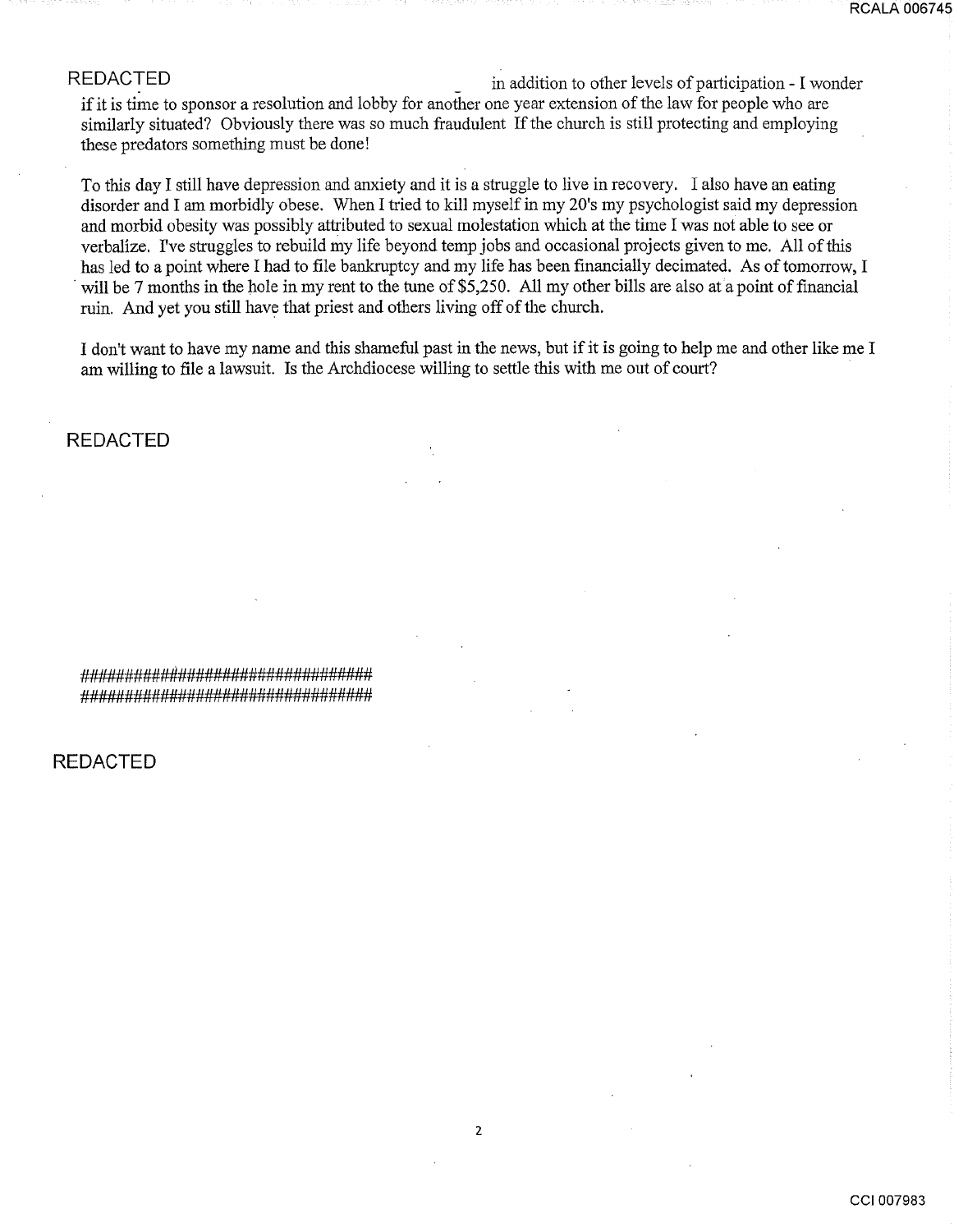REDACTED in addition to other levels of participation - I wonder if it is time to sponsor a resolution and lobby for another one year extension of the law for people who are similarly situated? Obviously there was so much fraudulent If the church is still protecting and employing these predators something must be done!

To this day I still have depression and anxiety and it is a struggle to live in recovery. I also have an eating disorder and I am morbidly obese. When I tried to kill myself in my 20's my psychologist said my depression and morbid obesity was possibly attributed to sexual molestation which at the time I was not able to see or verbalize. I've struggles to rebuild my life beyond temp jobs and occasional projects given to me. All of this has led to a point where I had to file bankruptcy and my life has been financially decimated. As of tomorrow, I will be 7 months in the hole in my rent to the tune of $5,250. All my other bills are also at a point of financial ruin. And yet you still have that priest and others living off of the church.

I don't want to have my name and this shameful past in the news, but if it is going to help me and other like me I am willing to file a lawsuit. Is the Archdiocese willing to settle this with me out of court?

REDACTED

##################################
##################################

REDACTED